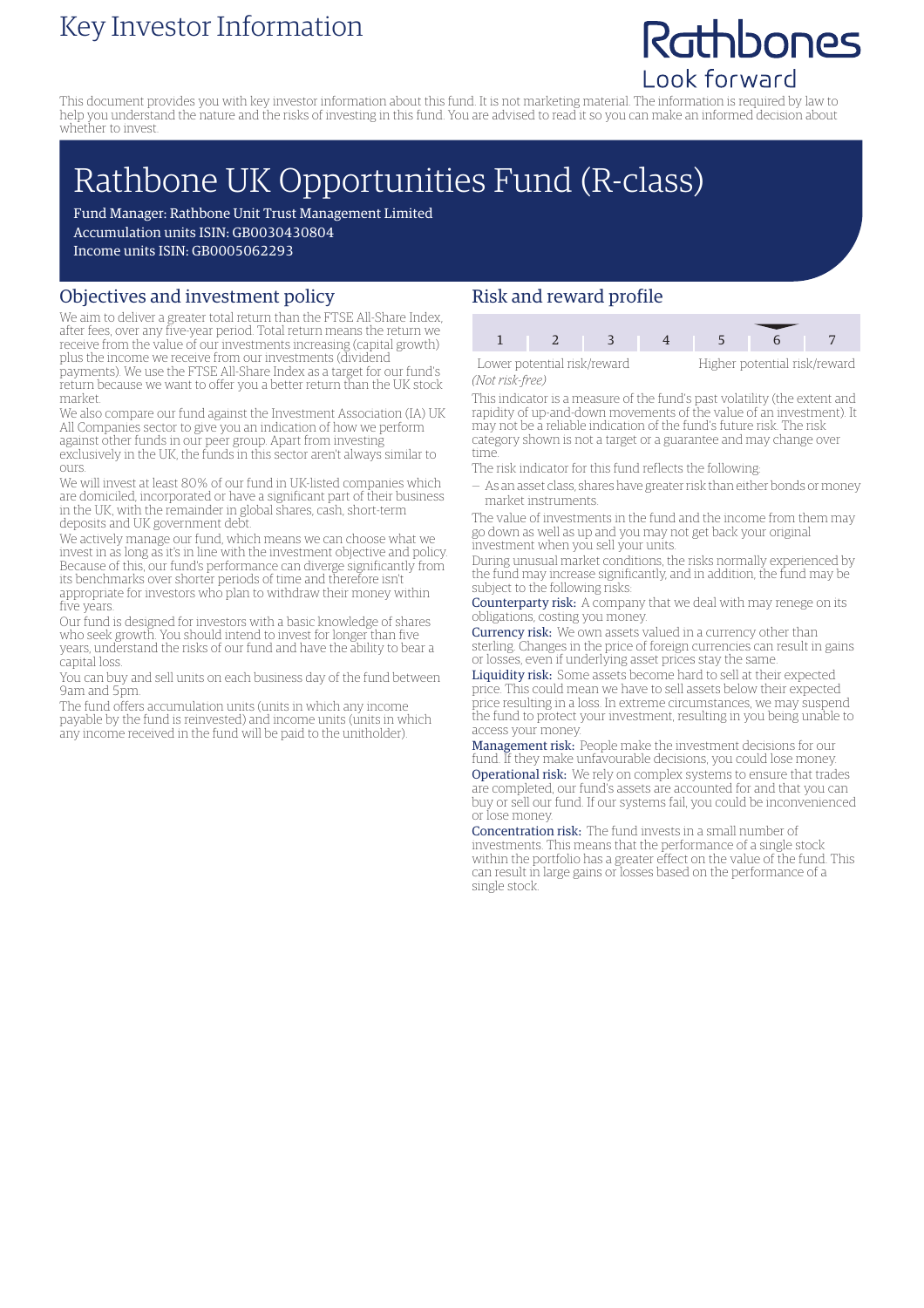# Key Investor Information

Rathbones
Look forward

This document provides you with key investor information about this fund. It is not marketing material. The information is required by law to help you understand the nature and the risks of investing in this fund. You are advised to read it so you can make an informed decision about whether to invest.

# Rathbone UK Opportunities Fund (R-class)

Fund Manager: Rathbone Unit Trust Management Limited
Accumulation units ISIN: GB0030430804
Income units ISIN: GB0005062293

## Objectives and investment policy

We aim to deliver a greater total return than the FTSE All-Share Index, after fees, over any five-year period. Total return means the return we receive from the value of our investments increasing (capital growth) plus the income we receive from our investments (dividend payments). We use the FTSE All-Share Index as a target for our fund's return because we want to offer you a better return than the UK stock market.

We also compare our fund against the Investment Association (IA) UK All Companies sector to give you an indication of how we perform against other funds in our peer group. Apart from investing exclusively in the UK, the funds in this sector aren't always similar to ours.

We will invest at least 80% of our fund in UK-listed companies which are domiciled, incorporated or have a significant part of their business in the UK, with the remainder in global shares, cash, short-term deposits and UK government debt.

We actively manage our fund, which means we can choose what we invest in as long as it's in line with the investment objective and policy. Because of this, our fund's performance can diverge significantly from its benchmarks over shorter periods of time and therefore isn't appropriate for investors who plan to withdraw their money within five years.

Our fund is designed for investors with a basic knowledge of shares who seek growth. You should intend to invest for longer than five years, understand the risks of our fund and have the ability to bear a capital loss.

You can buy and sell units on each business day of the fund between 9am and 5pm.

The fund offers accumulation units (units in which any income payable by the fund is reinvested) and income units (units in which any income received in the fund will be paid to the unitholder).

## Risk and reward profile

| 1 | 2 | 3 | 4 | 5 | 6 | 7 |
|---|---|---|---|---|---|---|

Lower potential risk/reward — Higher potential risk/reward

*(Not risk-free)*

This indicator is a measure of the fund's past volatility (the extent and rapidity of up-and-down movements of the value of an investment). It may not be a reliable indication of the fund's future risk. The risk category shown is not a target or a guarantee and may change over time.

The risk indicator for this fund reflects the following:

– As an asset class, shares have greater risk than either bonds or money market instruments.

The value of investments in the fund and the income from them may go down as well as up and you may not get back your original investment when you sell your units.

During unusual market conditions, the risks normally experienced by the fund may increase significantly, and in addition, the fund may be subject to the following risks:

**Counterparty risk:** A company that we deal with may renege on its obligations, costing you money.

**Currency risk:** We own assets valued in a currency other than sterling. Changes in the price of foreign currencies can result in gains or losses, even if underlying asset prices stay the same.

**Liquidity risk:** Some assets become hard to sell at their expected price. This could mean we have to sell assets below their expected price resulting in a loss. In extreme circumstances, we may suspend the fund to protect your investment, resulting in you being unable to access your money.

**Management risk:** People make the investment decisions for our fund. If they make unfavourable decisions, you could lose money.

**Operational risk:** We rely on complex systems to ensure that trades are completed, our fund's assets are accounted for and that you can buy or sell our fund. If our systems fail, you could be inconvenienced or lose money.

**Concentration risk:** The fund invests in a small number of investments. This means that the performance of a single stock within the portfolio has a greater effect on the value of the fund. This can result in large gains or losses based on the performance of a single stock.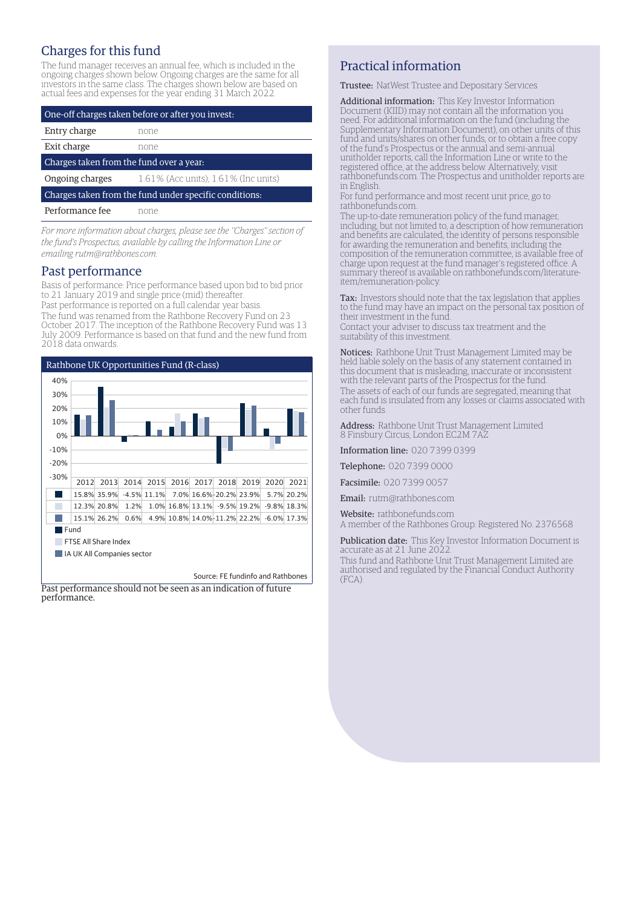## Charges for this fund

The fund manager receives an annual fee, which is included in the ongoing charges shown below. Ongoing charges are the same for all investors in the same class. The charges shown below are based on actual fees and expenses for the year ending 31 March 2022.

| One-off charges taken before or after you invest: | |
|---|---|
| Entry charge | none |
| Exit charge | none |
| **Charges taken from the fund over a year:** | |
| Ongoing charges | 1.61% (Acc units); 1.61% (Inc units) |
| **Charges taken from the fund under specific conditions:** | |
| Performance fee | none |

*For more information about charges, please see the "Charges" section of the fund's Prospectus, available by calling the Information Line or emailing rutm@rathbones.com.*

## Past performance

Basis of performance: Price performance based upon bid to bid prior to 21 January 2019 and single price (mid) thereafter.

Past performance is reported on a full calendar year basis.

The fund was renamed from the Rathbone Recovery Fund on 23 October 2017. The inception of the Rathbone Recovery Fund was 13 July 2009. Performance is based on that fund and the new fund from 2018 data onwards.

Rathbone UK Opportunities Fund (R-class)

40%
30%
20%
10%
0%
-10%
-20%
-30%

2012 2013 2014 2015 2016 2017 2018 2019 2020 2021

15.8% 35.9% -4.5% 11.1% 7.0% 16.6% -20.2% 23.9% 5.7% 20.2%

12.3% 20.8% 1.2% 1.0% 16.8% 13.1% -9.5% 19.2% -9.8% 18.3%

15.1% 26.2% 0.6% 4.9% 10.8% 14.0% -11.2% 22.2% -6.0% 17.3%

Fund

FTSE All Share Index

IA UK All Companies sector

Source: FE fundinfo and Rathbones

Past performance should not be seen as an indication of future performance.

## Practical information

**Trustee:** NatWest Trustee and Depositary Services

**Additional information:** This Key Investor Information Document (KIID) may not contain all the information you need. For additional information on the fund (including the Supplementary Information Document), on other units of this fund and units/shares on other funds, or to obtain a free copy of the fund's Prospectus or the annual and semi-annual unitholder reports, call the Information Line or write to the registered office, at the address below. Alternatively, visit rathbonefunds.com. The Prospectus and unitholder reports are in English.

For fund performance and most recent unit price, go to rathbonefunds.com.

The up-to-date remuneration policy of the fund manager, including, but not limited to, a description of how remuneration and benefits are calculated, the identity of persons responsible for awarding the remuneration and benefits, including the composition of the remuneration committee, is available free of charge upon request at the fund manager's registered office. A summary thereof is available on rathbonefunds.com/literature-item/remuneration-policy.

**Tax:** Investors should note that the tax legislation that applies to the fund may have an impact on the personal tax position of their investment in the fund.

Contact your adviser to discuss tax treatment and the suitability of this investment.

**Notices:** Rathbone Unit Trust Management Limited may be held liable solely on the basis of any statement contained in this document that is misleading, inaccurate or inconsistent with the relevant parts of the Prospectus for the fund.

The assets of each of our funds are segregated, meaning that each fund is insulated from any losses or claims associated with other funds.

**Address:** Rathbone Unit Trust Management Limited
8 Finsbury Circus, London EC2M 7AZ

**Information line:** 020 7399 0399

**Telephone:** 020 7399 0000

**Facsimile:** 020 7399 0057

**Email:** rutm@rathbones.com

**Website:** rathbonefunds.com
A member of the Rathbones Group. Registered No. 2376568

**Publication date:** This Key Investor Information Document is accurate as at 21 June 2022.

This fund and Rathbone Unit Trust Management Limited are authorised and regulated by the Financial Conduct Authority (FCA).